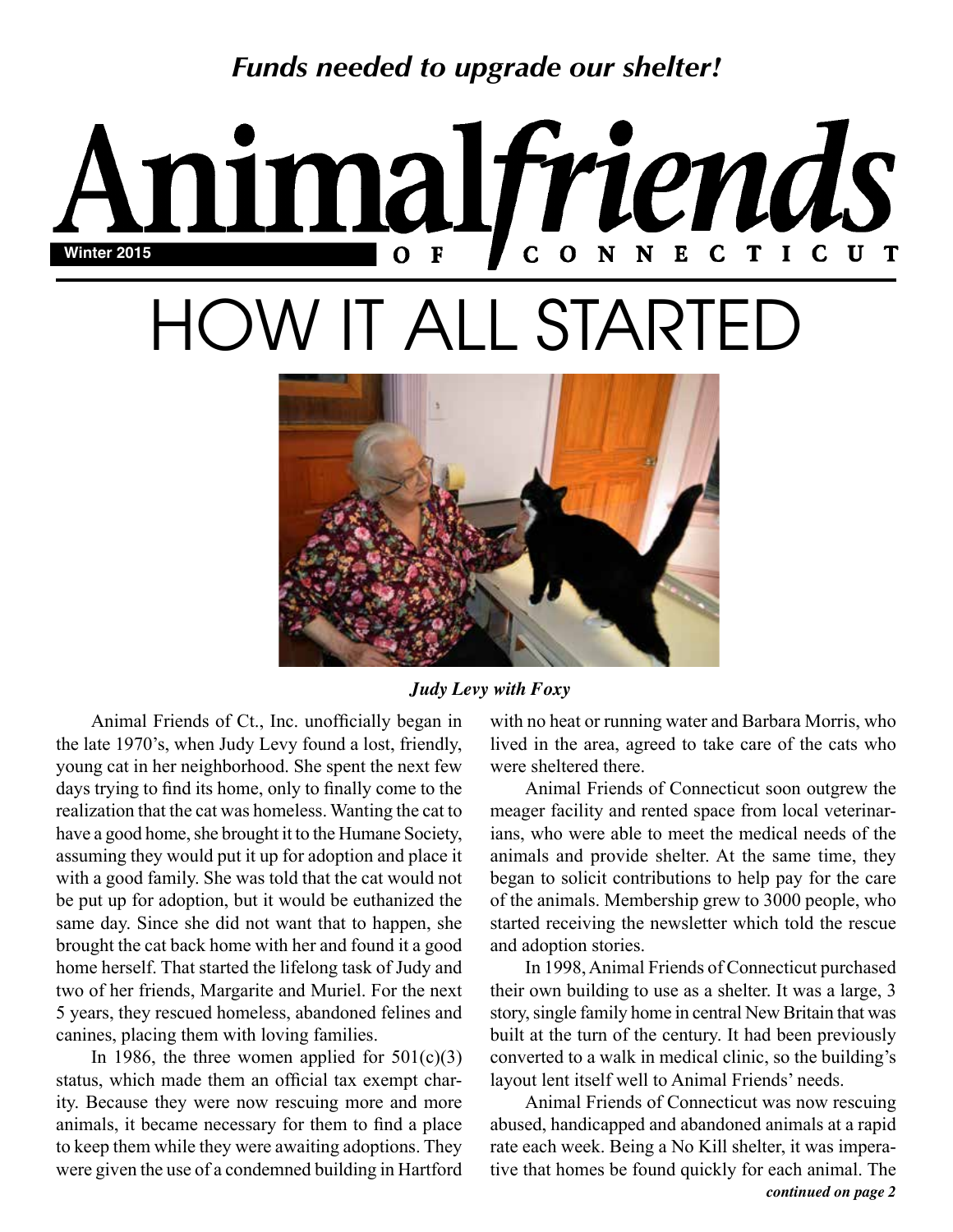*Funds needed to upgrade our shelter!*

# Animal friends of Connecticut

Winter 2015

# HOW IT ALL STARTED

***Judy Levy with Foxy***

Animal Friends of Ct., Inc. unofficially began in the late 1970's, when Judy Levy found a lost, friendly, young cat in her neighborhood. She spent the next few days trying to find its home, only to finally come to the realization that the cat was homeless. Wanting the cat to have a good home, she brought it to the Humane Society, assuming they would put it up for adoption and place it with a good family. She was told that the cat would not be put up for adoption, but it would be euthanized the same day. Since she did not want that to happen, she brought the cat back home with her and found it a good home herself. That started the lifelong task of Judy and two of her friends, Margarite and Muriel. For the next 5 years, they rescued homeless, abandoned felines and canines, placing them with loving families.

In 1986, the three women applied for 501(c)(3) status, which made them an official tax exempt charity. Because they were now rescuing more and more animals, it became necessary for them to find a place to keep them while they were awaiting adoptions. They were given the use of a condemned building in Hartford with no heat or running water and Barbara Morris, who lived in the area, agreed to take care of the cats who were sheltered there.

Animal Friends of Connecticut soon outgrew the meager facility and rented space from local veterinarians, who were able to meet the medical needs of the animals and provide shelter. At the same time, they began to solicit contributions to help pay for the care of the animals. Membership grew to 3000 people, who started receiving the newsletter which told the rescue and adoption stories.

In 1998, Animal Friends of Connecticut purchased their own building to use as a shelter. It was a large, 3 story, single family home in central New Britain that was built at the turn of the century. It had been previously converted to a walk in medical clinic, so the building's layout lent itself well to Animal Friends' needs.

Animal Friends of Connecticut was now rescuing abused, handicapped and abandoned animals at a rapid rate each week. Being a No Kill shelter, it was imperative that homes be found quickly for each animal. The

***continued on page 2***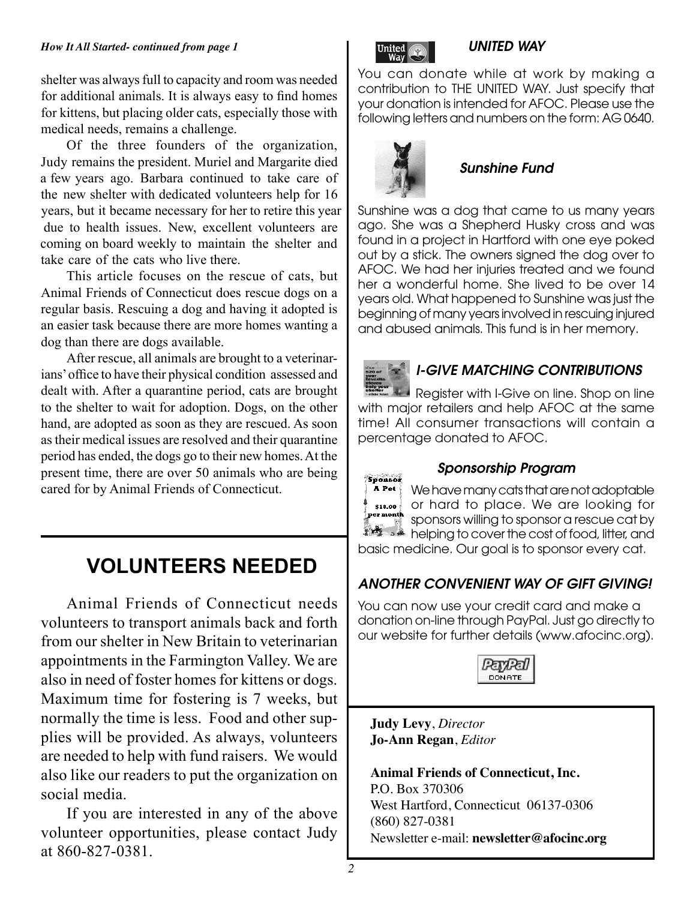*How It All Started- continued from page 1*

shelter was always full to capacity and room was needed for additional animals. It is always easy to find homes for kittens, but placing older cats, especially those with medical needs, remains a challenge.

Of the three founders of the organization, Judy remains the president. Muriel and Margarite died a few years ago. Barbara continued to take care of the new shelter with dedicated volunteers help for 16 years, but it became necessary for her to retire this year due to health issues. New, excellent volunteers are coming on board weekly to maintain the shelter and take care of the cats who live there.

This article focuses on the rescue of cats, but Animal Friends of Connecticut does rescue dogs on a regular basis. Rescuing a dog and having it adopted is an easier task because there are more homes wanting a dog than there are dogs available.

After rescue, all animals are brought to a veterinarians' office to have their physical condition assessed and dealt with. After a quarantine period, cats are brought to the shelter to wait for adoption. Dogs, on the other hand, are adopted as soon as they are rescued. As soon as their medical issues are resolved and their quarantine period has ended, the dogs go to their new homes. At the present time, there are over 50 animals who are being cared for by Animal Friends of Connecticut.

# VOLUNTEERS NEEDED

Animal Friends of Connecticut needs volunteers to transport animals back and forth from our shelter in New Britain to veterinarian appointments in the Farmington Valley. We are also in need of foster homes for kittens or dogs. Maximum time for fostering is 7 weeks, but normally the time is less. Food and other supplies will be provided. As always, volunteers are needed to help with fund raisers. We would also like our readers to put the organization on social media.

If you are interested in any of the above volunteer opportunities, please contact Judy at 860-827-0381.

### *UNITED WAY*

You can donate while at work by making a contribution to THE UNITED WAY. Just specify that your donation is intended for AFOC. Please use the following letters and numbers on the form: AG 0640.

### *Sunshine Fund*

Sunshine was a dog that came to us many years ago. She was a Shepherd Husky cross and was found in a project in Hartford with one eye poked out by a stick. The owners signed the dog over to AFOC. We had her injuries treated and we found her a wonderful home. She lived to be over 14 years old. What happened to Sunshine was just the beginning of many years involved in rescuing injured and abused animals. This fund is in her memory.

### *I-GIVE MATCHING CONTRIBUTIONS*

Register with I-Give on line. Shop on line with major retailers and help AFOC at the same time! All consumer transactions will contain a percentage donated to AFOC.

### *Sponsorship Program*

We have many cats that are not adoptable or hard to place. We are looking for sponsors willing to sponsor a rescue cat by helping to cover the cost of food, litter, and basic medicine. Our goal is to sponsor every cat.

### *ANOTHER CONVENIENT WAY OF GIFT GIVING!*

You can now use your credit card and make a donation on-line through PayPal. Just go directly to our website for further details (www.afocinc.org).

**Judy Levy**, *Director*
**Jo-Ann Regan**, *Editor*

**Animal Friends of Connecticut, Inc.**
P.O. Box 370306
West Hartford, Connecticut 06137-0306
(860) 827-0381
Newsletter e-mail: **newsletter@afocinc.org**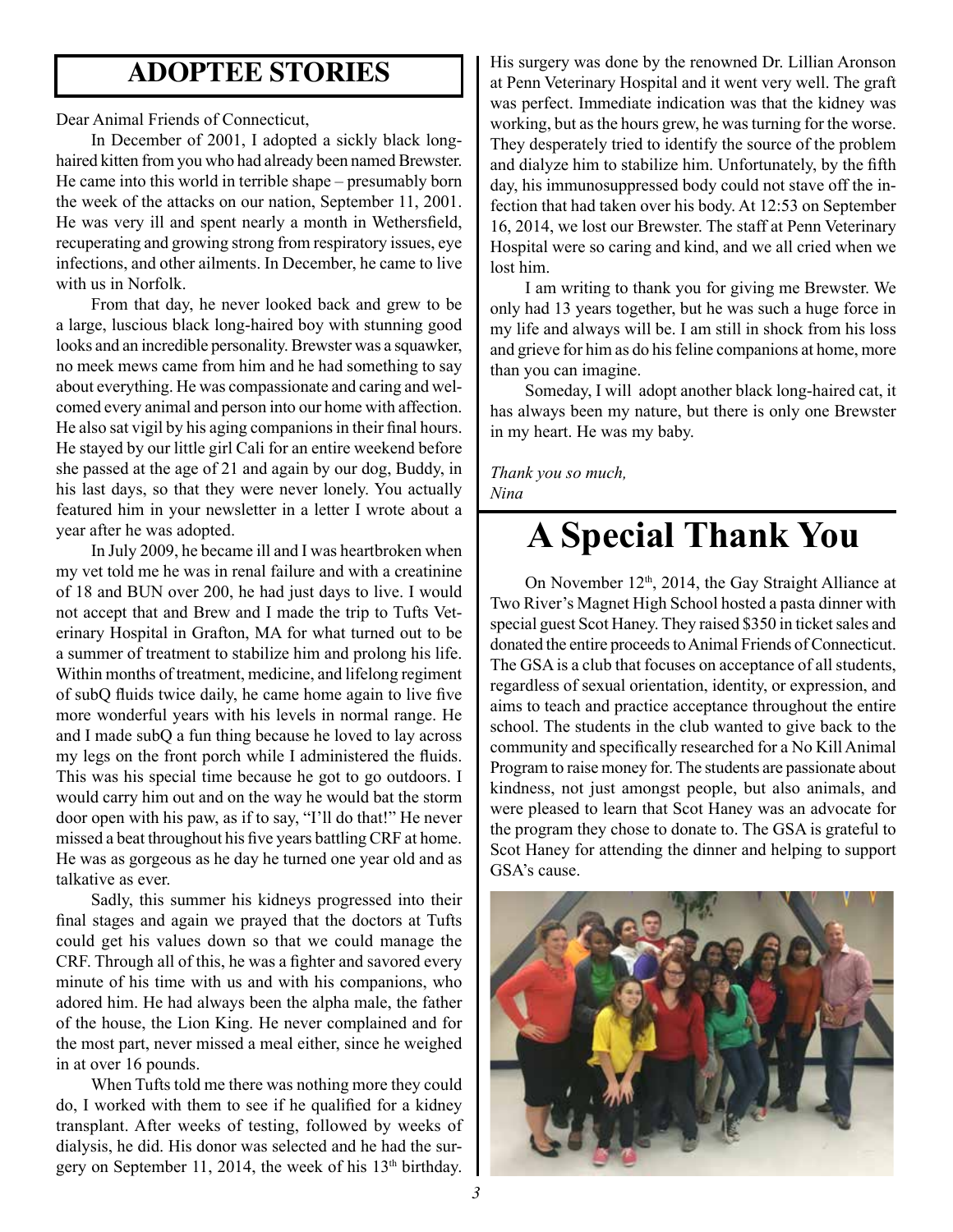## ADOPTEE STORIES

Dear Animal Friends of Connecticut,

In December of 2001, I adopted a sickly black long-haired kitten from you who had already been named Brewster. He came into this world in terrible shape – presumably born the week of the attacks on our nation, September 11, 2001. He was very ill and spent nearly a month in Wethersfield, recuperating and growing strong from respiratory issues, eye infections, and other ailments. In December, he came to live with us in Norfolk.

From that day, he never looked back and grew to be a large, luscious black long-haired boy with stunning good looks and an incredible personality. Brewster was a squawker, no meek mews came from him and he had something to say about everything. He was compassionate and caring and welcomed every animal and person into our home with affection. He also sat vigil by his aging companions in their final hours. He stayed by our little girl Cali for an entire weekend before she passed at the age of 21 and again by our dog, Buddy, in his last days, so that they were never lonely. You actually featured him in your newsletter in a letter I wrote about a year after he was adopted.

In July 2009, he became ill and I was heartbroken when my vet told me he was in renal failure and with a creatinine of 18 and BUN over 200, he had just days to live. I would not accept that and Brew and I made the trip to Tufts Veterinary Hospital in Grafton, MA for what turned out to be a summer of treatment to stabilize him and prolong his life. Within months of treatment, medicine, and lifelong regiment of subQ fluids twice daily, he came home again to live five more wonderful years with his levels in normal range. He and I made subQ a fun thing because he loved to lay across my legs on the front porch while I administered the fluids. This was his special time because he got to go outdoors. I would carry him out and on the way he would bat the storm door open with his paw, as if to say, "I'll do that!" He never missed a beat throughout his five years battling CRF at home. He was as gorgeous as he day he turned one year old and as talkative as ever.

Sadly, this summer his kidneys progressed into their final stages and again we prayed that the doctors at Tufts could get his values down so that we could manage the CRF. Through all of this, he was a fighter and savored every minute of his time with us and with his companions, who adored him. He had always been the alpha male, the father of the house, the Lion King. He never complained and for the most part, never missed a meal either, since he weighed in at over 16 pounds.

When Tufts told me there was nothing more they could do, I worked with them to see if he qualified for a kidney transplant. After weeks of testing, followed by weeks of dialysis, he did. His donor was selected and he had the surgery on September 11, 2014, the week of his 13th birthday. His surgery was done by the renowned Dr. Lillian Aronson at Penn Veterinary Hospital and it went very well. The graft was perfect. Immediate indication was that the kidney was working, but as the hours grew, he was turning for the worse. They desperately tried to identify the source of the problem and dialyze him to stabilize him. Unfortunately, by the fifth day, his immunosuppressed body could not stave off the infection that had taken over his body. At 12:53 on September 16, 2014, we lost our Brewster. The staff at Penn Veterinary Hospital were so caring and kind, and we all cried when we lost him.

I am writing to thank you for giving me Brewster. We only had 13 years together, but he was such a huge force in my life and always will be. I am still in shock from his loss and grieve for him as do his feline companions at home, more than you can imagine.

Someday, I will adopt another black long-haired cat, it has always been my nature, but there is only one Brewster in my heart. He was my baby.

*Thank you so much,*
*Nina*

# A Special Thank You

On November 12th, 2014, the Gay Straight Alliance at Two River's Magnet High School hosted a pasta dinner with special guest Scot Haney. They raised $350 in ticket sales and donated the entire proceeds to Animal Friends of Connecticut. The GSA is a club that focuses on acceptance of all students, regardless of sexual orientation, identity, or expression, and aims to teach and practice acceptance throughout the entire school. The students in the club wanted to give back to the community and specifically researched for a No Kill Animal Program to raise money for. The students are passionate about kindness, not just amongst people, but also animals, and were pleased to learn that Scot Haney was an advocate for the program they chose to donate to. The GSA is grateful to Scot Haney for attending the dinner and helping to support GSA's cause.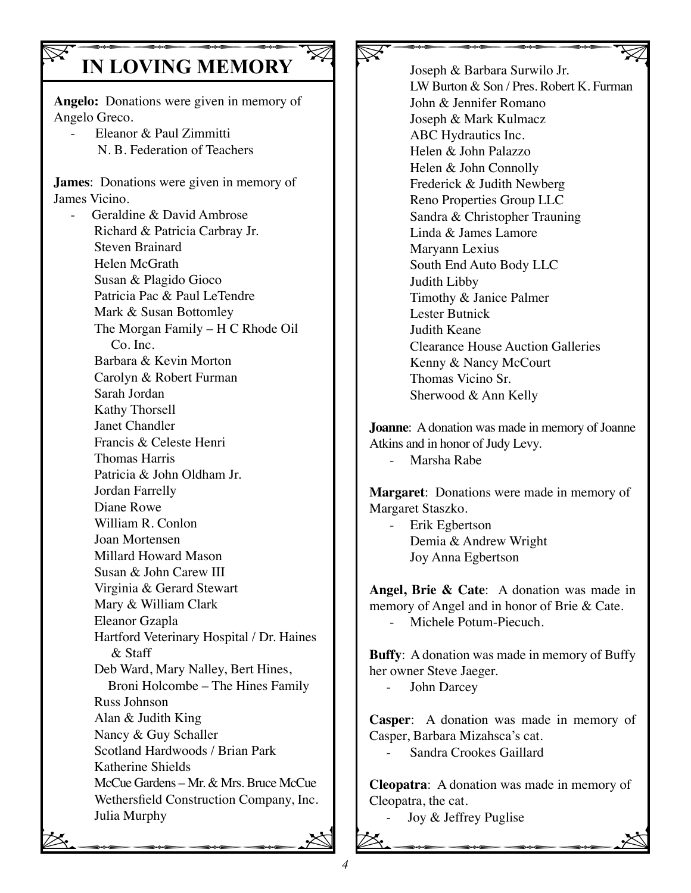# IN LOVING MEMORY

**Angelo:** Donations were given in memory of Angelo Greco.

- Eleanor & Paul Zimmitti
  N. B. Federation of Teachers

**James**: Donations were given in memory of James Vicino.

- Geraldine & David Ambrose
  Richard & Patricia Carbray Jr.
  Steven Brainard
  Helen McGrath
  Susan & Plagido Gioco
  Patricia Pac & Paul LeTendre
  Mark & Susan Bottomley
  The Morgan Family – H C Rhode Oil Co. Inc.
  Barbara & Kevin Morton
  Carolyn & Robert Furman
  Sarah Jordan
  Kathy Thorsell
  Janet Chandler
  Francis & Celeste Henri
  Thomas Harris
  Patricia & John Oldham Jr.
  Jordan Farrelly
  Diane Rowe
  William R. Conlon
  Joan Mortensen
  Millard Howard Mason
  Susan & John Carew III
  Virginia & Gerard Stewart
  Mary & William Clark
  Eleanor Gzapla
  Hartford Veterinary Hospital / Dr. Haines & Staff
  Deb Ward, Mary Nalley, Bert Hines, Broni Holcombe – The Hines Family
  Russ Johnson
  Alan & Judith King
  Nancy & Guy Schaller
  Scotland Hardwoods / Brian Park
  Katherine Shields
  McCue Gardens – Mr. & Mrs. Bruce McCue
  Wethersfield Construction Company, Inc.
  Julia Murphy
  Joseph & Barbara Surwilo Jr.
  LW Burton & Son / Pres. Robert K. Furman
  John & Jennifer Romano
  Joseph & Mark Kulmacz
  ABC Hydrautics Inc.
  Helen & John Palazzo
  Helen & John Connolly
  Frederick & Judith Newberg
  Reno Properties Group LLC
  Sandra & Christopher Trauning
  Linda & James Lamore
  Maryann Lexius
  South End Auto Body LLC
  Judith Libby
  Timothy & Janice Palmer
  Lester Butnick
  Judith Keane
  Clearance House Auction Galleries
  Kenny & Nancy McCourt
  Thomas Vicino Sr.
  Sherwood & Ann Kelly

**Joanne**: A donation was made in memory of Joanne Atkins and in honor of Judy Levy.

- Marsha Rabe

**Margaret**: Donations were made in memory of Margaret Staszko.

- Erik Egbertson
  Demia & Andrew Wright
  Joy Anna Egbertson

**Angel, Brie & Cate**: A donation was made in memory of Angel and in honor of Brie & Cate.

- Michele Potum-Piecuch.

**Buffy**: A donation was made in memory of Buffy her owner Steve Jaeger.

- John Darcey

**Casper**: A donation was made in memory of Casper, Barbara Mizahsca's cat.

- Sandra Crookes Gaillard

**Cleopatra**: A donation was made in memory of Cleopatra, the cat.

- Joy & Jeffrey Puglise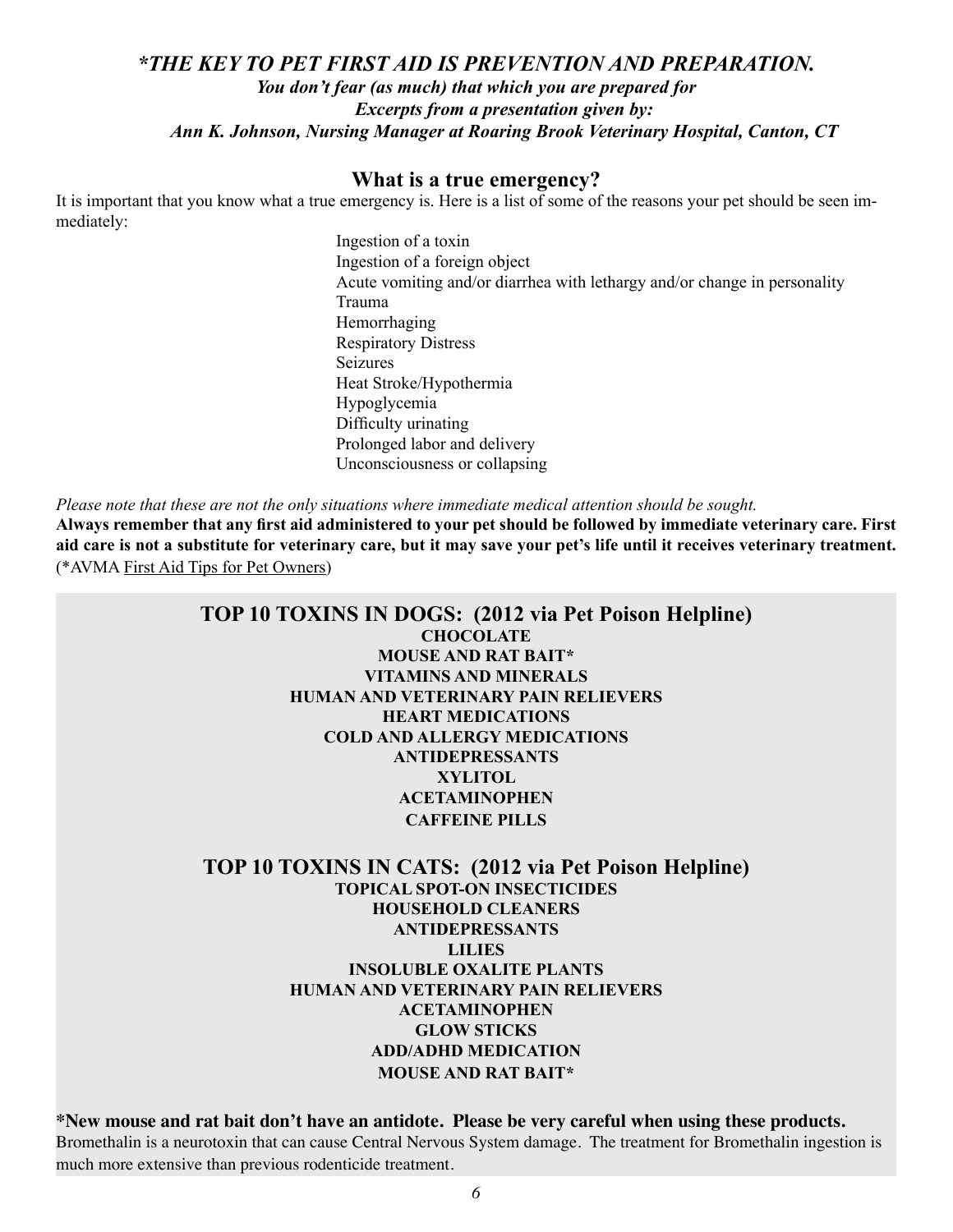## *\*THE KEY TO PET FIRST AID IS PREVENTION AND PREPARATION.*

***You don't fear (as much) that which you are prepared for***

***Excerpts from a presentation given by:***

***Ann K. Johnson, Nursing Manager at Roaring Brook Veterinary Hospital, Canton, CT***

### What is a true emergency?

It is important that you know what a true emergency is. Here is a list of some of the reasons your pet should be seen immediately:

- Ingestion of a toxin
- Ingestion of a foreign object
- Acute vomiting and/or diarrhea with lethargy and/or change in personality
- Trauma
- Hemorrhaging
- Respiratory Distress
- Seizures
- Heat Stroke/Hypothermia
- Hypoglycemia
- Difficulty urinating
- Prolonged labor and delivery
- Unconsciousness or collapsing

*Please note that these are not the only situations where immediate medical attention should be sought.*

**Always remember that any first aid administered to your pet should be followed by immediate veterinary care. First aid care is not a substitute for veterinary care, but it may save your pet's life until it receives veterinary treatment.** (*AVMA First Aid Tips for Pet Owners)

### TOP 10 TOXINS IN DOGS: (2012 via Pet Poison Helpline)

**CHOCOLATE**
**MOUSE AND RAT BAIT***
**VITAMINS AND MINERALS**
**HUMAN AND VETERINARY PAIN RELIEVERS**
**HEART MEDICATIONS**
**COLD AND ALLERGY MEDICATIONS**
**ANTIDEPRESSANTS**
**XYLITOL**
**ACETAMINOPHEN**
**CAFFEINE PILLS**

### TOP 10 TOXINS IN CATS: (2012 via Pet Poison Helpline)

**TOPICAL SPOT-ON INSECTICIDES**
**HOUSEHOLD CLEANERS**
**ANTIDEPRESSANTS**
**LILIES**
**INSOLUBLE OXALITE PLANTS**
**HUMAN AND VETERINARY PAIN RELIEVERS**
**ACETAMINOPHEN**
**GLOW STICKS**
**ADD/ADHD MEDICATION**
**MOUSE AND RAT BAIT***

**\*New mouse and rat bait don't have an antidote. Please be very careful when using these products.**
Bromethalin is a neurotoxin that can cause Central Nervous System damage. The treatment for Bromethalin ingestion is much more extensive than previous rodenticide treatment.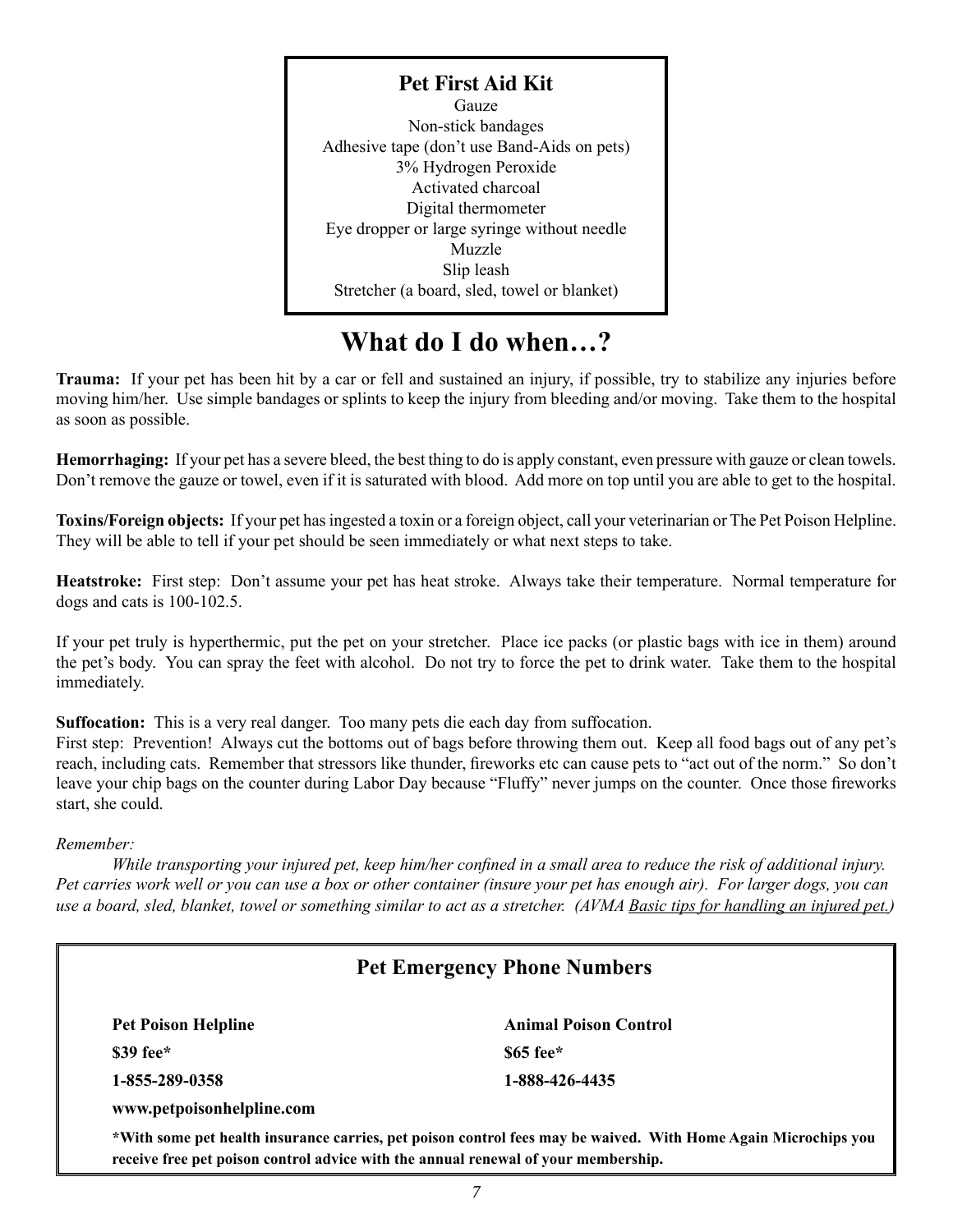## Pet First Aid Kit

Gauze
Non-stick bandages
Adhesive tape (don't use Band-Aids on pets)
3% Hydrogen Peroxide
Activated charcoal
Digital thermometer
Eye dropper or large syringe without needle
Muzzle
Slip leash
Stretcher (a board, sled, towel or blanket)

# What do I do when…?

**Trauma:** If your pet has been hit by a car or fell and sustained an injury, if possible, try to stabilize any injuries before moving him/her. Use simple bandages or splints to keep the injury from bleeding and/or moving. Take them to the hospital as soon as possible.

**Hemorrhaging:** If your pet has a severe bleed, the best thing to do is apply constant, even pressure with gauze or clean towels. Don't remove the gauze or towel, even if it is saturated with blood. Add more on top until you are able to get to the hospital.

**Toxins/Foreign objects:** If your pet has ingested a toxin or a foreign object, call your veterinarian or The Pet Poison Helpline. They will be able to tell if your pet should be seen immediately or what next steps to take.

**Heatstroke:** First step: Don't assume your pet has heat stroke. Always take their temperature. Normal temperature for dogs and cats is 100-102.5.

If your pet truly is hyperthermic, put the pet on your stretcher. Place ice packs (or plastic bags with ice in them) around the pet's body. You can spray the feet with alcohol. Do not try to force the pet to drink water. Take them to the hospital immediately.

**Suffocation:** This is a very real danger. Too many pets die each day from suffocation.
First step: Prevention! Always cut the bottoms out of bags before throwing them out. Keep all food bags out of any pet's reach, including cats. Remember that stressors like thunder, fireworks etc can cause pets to "act out of the norm." So don't leave your chip bags on the counter during Labor Day because "Fluffy" never jumps on the counter. Once those fireworks start, she could.

*Remember:*

*While transporting your injured pet, keep him/her confined in a small area to reduce the risk of additional injury. Pet carries work well or you can use a box or other container (insure your pet has enough air). For larger dogs, you can use a board, sled, blanket, towel or something similar to act as a stretcher. (AVMA Basic tips for handling an injured pet.)*

## Pet Emergency Phone Numbers

| Pet Poison Helpline | Animal Poison Control |
|---|---|
| $39 fee* | $65 fee* |
| 1-855-289-0358 | 1-888-426-4435 |
| www.petpoisonhelpline.com | |

**\*With some pet health insurance carries, pet poison control fees may be waived. With Home Again Microchips you receive free pet poison control advice with the annual renewal of your membership.**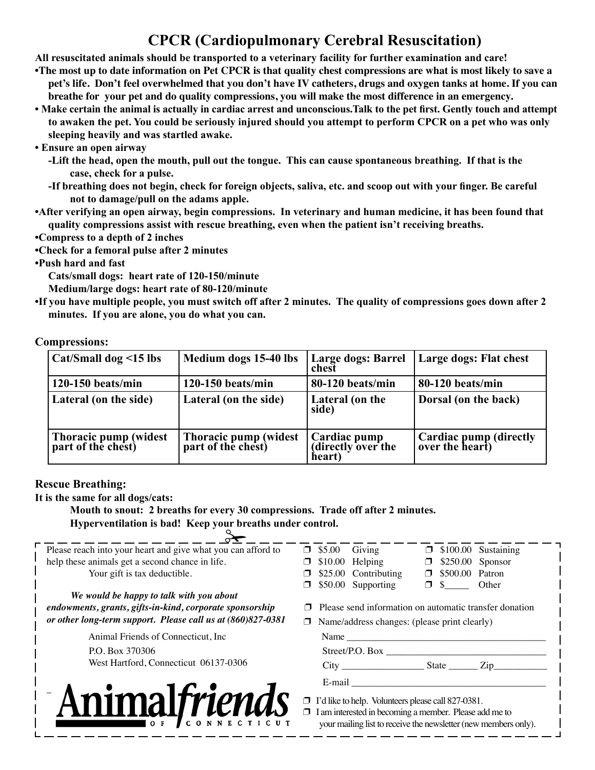# CPCR (Cardiopulmonary Cerebral Resuscitation)

**All resuscitated animals should be transported to a veterinary facility for further examination and care!**

- **The most up to date information on Pet CPCR is that quality chest compressions are what is most likely to save a pet's life. Don't feel overwhelmed that you don't have IV catheters, drugs and oxygen tanks at home. If you can breathe for your pet and do quality compressions, you will make the most difference in an emergency.**
- **Make certain the animal is actually in cardiac arrest and unconscious. Talk to the pet first. Gently touch and attempt to awaken the pet. You could be seriously injured should you attempt to perform CPCR on a pet who was only sleeping heavily and was startled awake.**
- **Ensure an open airway**
  - **-Lift the head, open the mouth, pull out the tongue. This can cause spontaneous breathing. If that is the case, check for a pulse.**
  - **-If breathing does not begin, check for foreign objects, saliva, etc. and scoop out with your finger. Be careful not to damage/pull on the adams apple.**
- **After verifying an open airway, begin compressions. In veterinary and human medicine, it has been found that quality compressions assist with rescue breathing, even when the patient isn't receiving breaths.**
- **Compress to a depth of 2 inches**
- **Check for a femoral pulse after 2 minutes**
- **Push hard and fast**
  - **Cats/small dogs: heart rate of 120-150/minute**
  - **Medium/large dogs: heart rate of 80-120/minute**
- **If you have multiple people, you must switch off after 2 minutes. The quality of compressions goes down after 2 minutes. If you are alone, you do what you can.**

## Compressions:

| Cat/Small dog <15 lbs | Medium dogs 15-40 lbs | Large dogs: Barrel chest | Large dogs: Flat chest |
|---|---|---|---|
| 120-150 beats/min | 120-150 beats/min | 80-120 beats/min | 80-120 beats/min |
| Lateral (on the side) | Lateral (on the side) | Lateral (on the side) | Dorsal (on the back) |
| Thoracic pump (widest part of the chest) | Thoracic pump (widest part of the chest) | Cardiac pump (directly over the heart) | Cardiac pump (directly over the heart) |

## Rescue Breathing:

**It is the same for all dogs/cats:**

**Mouth to snout: 2 breaths for every 30 compressions. Trade off after 2 minutes.**

**Hyperventilation is bad! Keep your breaths under control.**

---

Please reach into your heart and give what you can afford to help these animals get a second chance in life.

Your gift is tax deductible.

*We would be happy to talk with you about endowments, grants, gifts-in-kind, corporate sponsorship or other long-term support. Please call us at (860)827-0381*

Animal Friends of Connecticut, Inc
P.O. Box 370306
West Hartford, Connecticut 06137-0306

Animal*friends* OF CONNECTICUT

- ❐ $5.00 Giving
- ❐ $10.00 Helping
- ❐ $25.00 Contributing
- ❐ $50.00 Supporting
- ❐ $100.00 Sustaining
- ❐ $250.00 Sponsor
- ❐ $500.00 Patron
- ❐ $_____ Other

❐ Please send information on automatic transfer donation

❐ Name/address changes: (please print clearly)

Name ________________________________________

Street/P.O. Box ________________________________

City ________________ State ______ Zip___________

E-mail ________________________________________

❐ I'd like to help. Volunteers please call 827-0381.

❐ I am interested in becoming a member. Please add me to your mailing list to receive the newsletter (new members only).